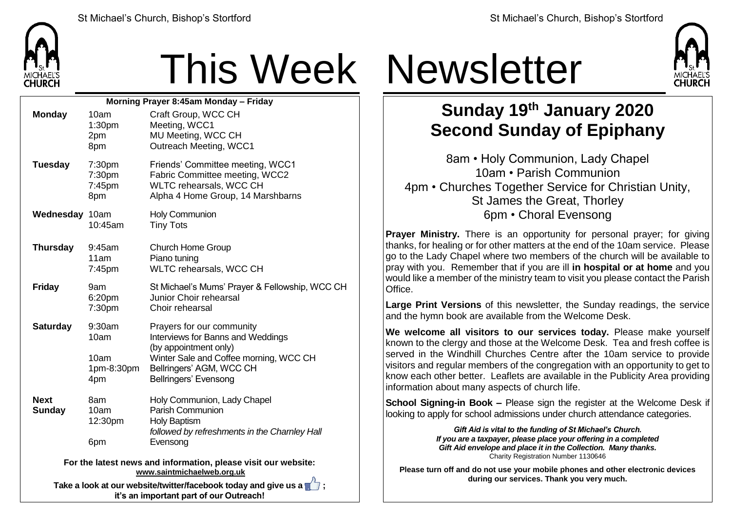# This Week Newsletter

**Morning Prayer 8:45am Monday – Friday**

| Day | Time | Event |
|---|---|---|
| **Monday** | 10am | Craft Group, WCC CH |
| | 1:30pm | Meeting, WCC1 |
| | 2pm | MU Meeting, WCC CH |
| | 8pm | Outreach Meeting, WCC1 |
| **Tuesday** | 7:30pm | Friends' Committee meeting, WCC1 |
| | 7:30pm | Fabric Committee meeting, WCC2 |
| | 7:45pm | WLTC rehearsals, WCC CH |
| | 8pm | Alpha 4 Home Group, 14 Marshbarns |
| **Wednesday** | 10am | Holy Communion |
| | 10:45am | Tiny Tots |
| **Thursday** | 9:45am | Church Home Group |
| | 11am | Piano tuning |
| | 7:45pm | WLTC rehearsals, WCC CH |
| **Friday** | 9am | St Michael's Mums' Prayer & Fellowship, WCC CH |
| | 6:20pm | Junior Choir rehearsal |
| | 7:30pm | Choir rehearsal |
| **Saturday** | 9:30am | Prayers for our community |
| | 10am | Interviews for Banns and Weddings (by appointment only) |
| | 10am | Winter Sale and Coffee morning, WCC CH |
| | 1pm-8:30pm | Bellringers' AGM, WCC CH |
| | 4pm | Bellringers' Evensong |
| **Next Sunday** | 8am | Holy Communion, Lady Chapel |
| | 10am | Parish Communion |
| | 12:30pm | Holy Baptism *followed by refreshments in the Charnley Hall* |
| | 6pm | Evensong |

**For the latest news and information, please visit our website: www.saintmichaelweb.org.uk**

**Take a look at our website/twitter/facebook today and give us a 👍 ; it's an important part of our Outreach!**

## Sunday 19th January 2020
## Second Sunday of Epiphany

8am • Holy Communion, Lady Chapel
10am • Parish Communion
4pm • Churches Together Service for Christian Unity, St James the Great, Thorley
6pm • Choral Evensong

**Prayer Ministry.** There is an opportunity for personal prayer; for giving thanks, for healing or for other matters at the end of the 10am service. Please go to the Lady Chapel where two members of the church will be available to pray with you. Remember that if you are ill **in hospital or at home** and you would like a member of the ministry team to visit you please contact the Parish Office.

**Large Print Versions** of this newsletter, the Sunday readings, the service and the hymn book are available from the Welcome Desk.

**We welcome all visitors to our services today.** Please make yourself known to the clergy and those at the Welcome Desk. Tea and fresh coffee is served in the Windhill Churches Centre after the 10am service to provide visitors and regular members of the congregation with an opportunity to get to know each other better. Leaflets are available in the Publicity Area providing information about many aspects of church life.

**School Signing-in Book –** Please sign the register at the Welcome Desk if looking to apply for school admissions under church attendance categories.

***Gift Aid is vital to the funding of St Michael's Church. If you are a taxpayer, please place your offering in a completed Gift Aid envelope and place it in the Collection. Many thanks.***
Charity Registration Number 1130646

**Please turn off and do not use your mobile phones and other electronic devices during our services. Thank you very much.**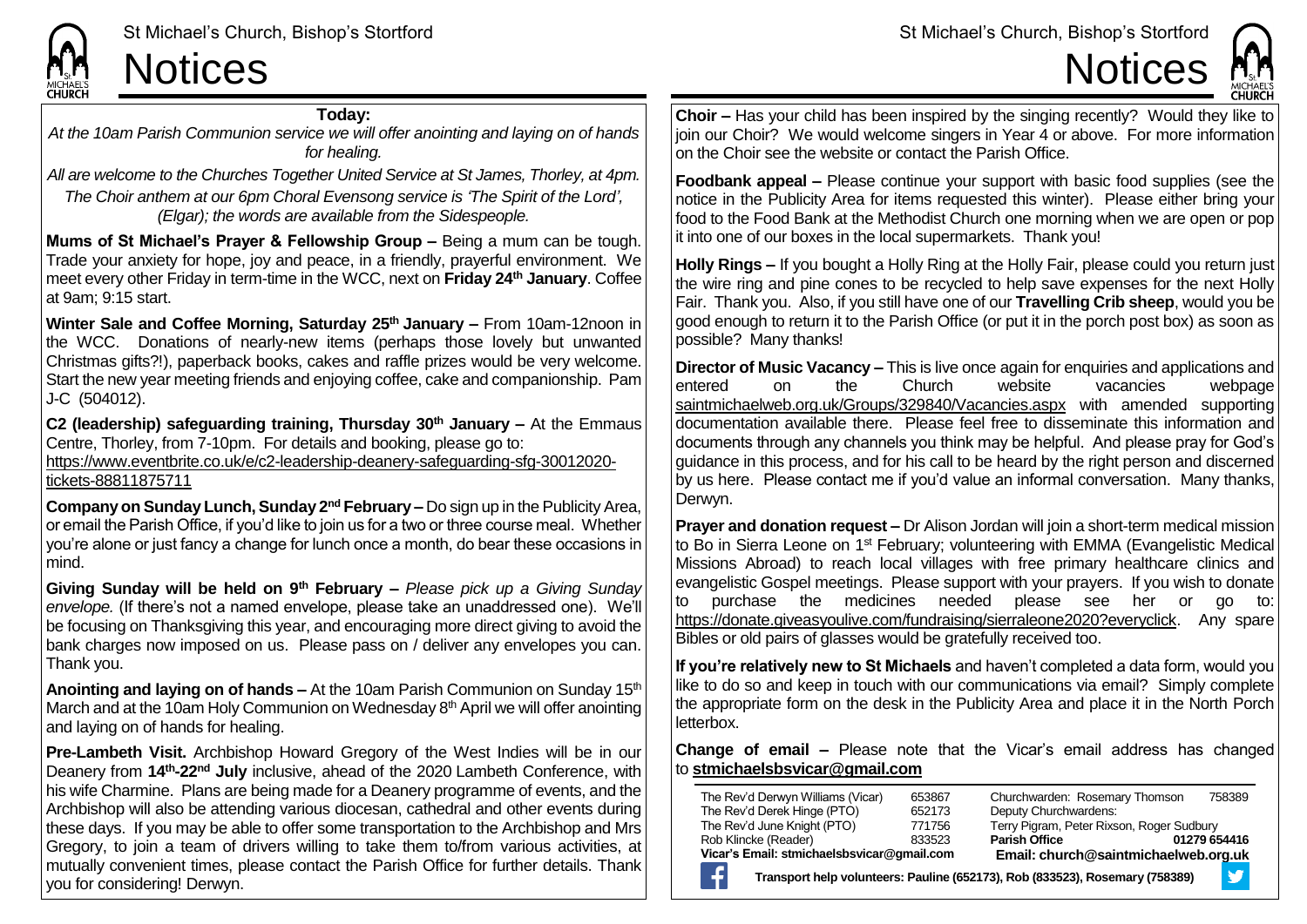# Notices

**Today:**

*At the 10am Parish Communion service we will offer anointing and laying on of hands for healing.*

*All are welcome to the Churches Together United Service at St James, Thorley, at 4pm.*

*The Choir anthem at our 6pm Choral Evensong service is 'The Spirit of the Lord', (Elgar); the words are available from the Sidespeople.*

**Mums of St Michael's Prayer & Fellowship Group –** Being a mum can be tough. Trade your anxiety for hope, joy and peace, in a friendly, prayerful environment. We meet every other Friday in term-time in the WCC, next on **Friday 24th January**. Coffee at 9am; 9:15 start.

**Winter Sale and Coffee Morning, Saturday 25th January –** From 10am-12noon in the WCC. Donations of nearly-new items (perhaps those lovely but unwanted Christmas gifts?!), paperback books, cakes and raffle prizes would be very welcome. Start the new year meeting friends and enjoying coffee, cake and companionship. Pam J-C (504012).

**C2 (leadership) safeguarding training, Thursday 30th January –** At the Emmaus Centre, Thorley, from 7-10pm. For details and booking, please go to: https://www.eventbrite.co.uk/e/c2-leadership-deanery-safeguarding-sfg-30012020-tickets-88811875711

**Company on Sunday Lunch, Sunday 2nd February –** Do sign up in the Publicity Area, or email the Parish Office, if you'd like to join us for a two or three course meal. Whether you're alone or just fancy a change for lunch once a month, do bear these occasions in mind.

**Giving Sunday will be held on 9th February –** *Please pick up a Giving Sunday envelope.* (If there's not a named envelope, please take an unaddressed one). We'll be focusing on Thanksgiving this year, and encouraging more direct giving to avoid the bank charges now imposed on us. Please pass on / deliver any envelopes you can. Thank you.

**Anointing and laying on of hands –** At the 10am Parish Communion on Sunday 15th March and at the 10am Holy Communion on Wednesday 8th April we will offer anointing and laying on of hands for healing.

**Pre-Lambeth Visit.** Archbishop Howard Gregory of the West Indies will be in our Deanery from **14th-22nd July** inclusive, ahead of the 2020 Lambeth Conference, with his wife Charmine. Plans are being made for a Deanery programme of events, and the Archbishop will also be attending various diocesan, cathedral and other events during these days. If you may be able to offer some transportation to the Archbishop and Mrs Gregory, to join a team of drivers willing to take them to/from various activities, at mutually convenient times, please contact the Parish Office for further details. Thank you for considering! Derwyn.

**Choir –** Has your child has been inspired by the singing recently? Would they like to join our Choir? We would welcome singers in Year 4 or above. For more information on the Choir see the website or contact the Parish Office.

**Foodbank appeal –** Please continue your support with basic food supplies (see the notice in the Publicity Area for items requested this winter). Please either bring your food to the Food Bank at the Methodist Church one morning when we are open or pop it into one of our boxes in the local supermarkets. Thank you!

**Holly Rings –** If you bought a Holly Ring at the Holly Fair, please could you return just the wire ring and pine cones to be recycled to help save expenses for the next Holly Fair. Thank you. Also, if you still have one of our **Travelling Crib sheep**, would you be good enough to return it to the Parish Office (or put it in the porch post box) as soon as possible? Many thanks!

**Director of Music Vacancy –** This is live once again for enquiries and applications and entered on the Church website vacancies webpage saintmichaelweb.org.uk/Groups/329840/Vacancies.aspx with amended supporting documentation available there. Please feel free to disseminate this information and documents through any channels you think may be helpful. And please pray for God's guidance in this process, and for his call to be heard by the right person and discerned by us here. Please contact me if you'd value an informal conversation. Many thanks, Derwyn.

**Prayer and donation request –** Dr Alison Jordan will join a short-term medical mission to Bo in Sierra Leone on 1st February; volunteering with EMMA (Evangelistic Medical Missions Abroad) to reach local villages with free primary healthcare clinics and evangelistic Gospel meetings. Please support with your prayers. If you wish to donate to purchase the medicines needed please see her or go to: https://donate.giveasyoulive.com/fundraising/sierraleone2020?everyclick. Any spare Bibles or old pairs of glasses would be gratefully received too.

**If you're relatively new to St Michaels** and haven't completed a data form, would you like to do so and keep in touch with our communications via email? Simply complete the appropriate form on the desk in the Publicity Area and place it in the North Porch letterbox.

**Change of email –** Please note that the Vicar's email address has changed to **stmichaelsbsvicar@gmail.com**

| | | | |
|---|---|---|---|
| The Rev'd Derwyn Williams (Vicar) | 653867 | Churchwarden: Rosemary Thomson | 758389 |
| The Rev'd Derek Hinge (PTO) | 652173 | Deputy Churchwardens: | |
| The Rev'd June Knight (PTO) | 771756 | Terry Pigram, Peter Rixson, Roger Sudbury | |
| Rob Klincke (Reader) | 833523 | **Parish Office** | **01279 654416** |
| **Vicar's Email: stmichaelsbsvicar@gmail.com** | | **Email: church@saintmichaelweb.org.uk** | |

**Transport help volunteers: Pauline (652173), Rob (833523), Rosemary (758389)**